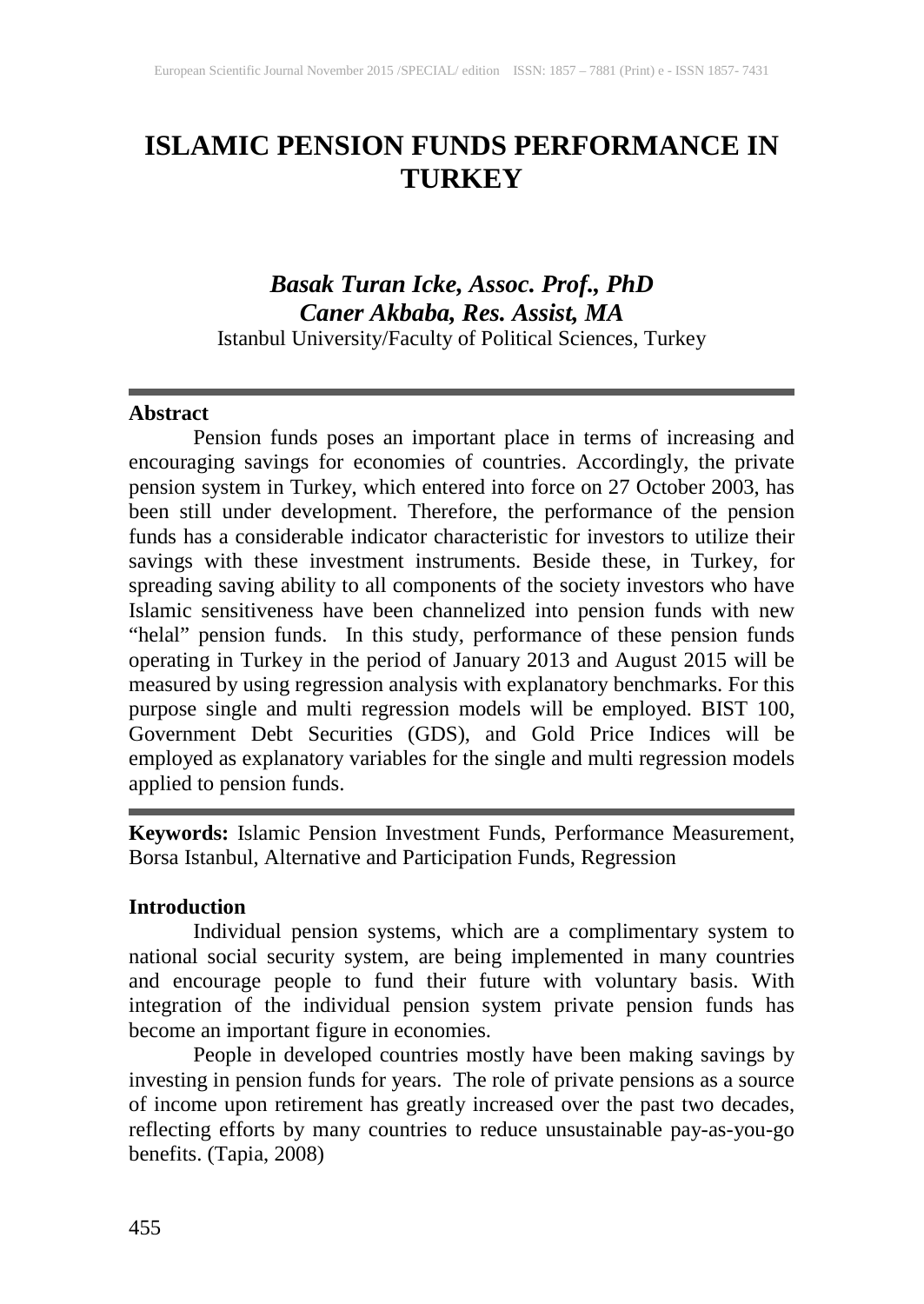# ISLAMIC PENSION FUNDS PERFORMANCE IN TURKEY

***Basak Turan Icke, Assoc. Prof., PhD***
***Caner Akbaba, Res. Assist, MA***
Istanbul University/Faculty of Political Sciences, Turkey

---

**Abstract**

Pension funds poses an important place in terms of increasing and encouraging savings for economies of countries. Accordingly, the private pension system in Turkey, which entered into force on 27 October 2003, has been still under development. Therefore, the performance of the pension funds has a considerable indicator characteristic for investors to utilize their savings with these investment instruments. Beside these, in Turkey, for spreading saving ability to all components of the society investors who have Islamic sensitiveness have been channelized into pension funds with new "helal" pension funds. In this study, performance of these pension funds operating in Turkey in the period of January 2013 and August 2015 will be measured by using regression analysis with explanatory benchmarks. For this purpose single and multi regression models will be employed. BIST 100, Government Debt Securities (GDS), and Gold Price Indices will be employed as explanatory variables for the single and multi regression models applied to pension funds.

---

**Keywords:** Islamic Pension Investment Funds, Performance Measurement, Borsa Istanbul, Alternative and Participation Funds, Regression

## Introduction

Individual pension systems, which are a complimentary system to national social security system, are being implemented in many countries and encourage people to fund their future with voluntary basis. With integration of the individual pension system private pension funds has become an important figure in economies.

People in developed countries mostly have been making savings by investing in pension funds for years. The role of private pensions as a source of income upon retirement has greatly increased over the past two decades, reflecting efforts by many countries to reduce unsustainable pay-as-you-go benefits. (Tapia, 2008)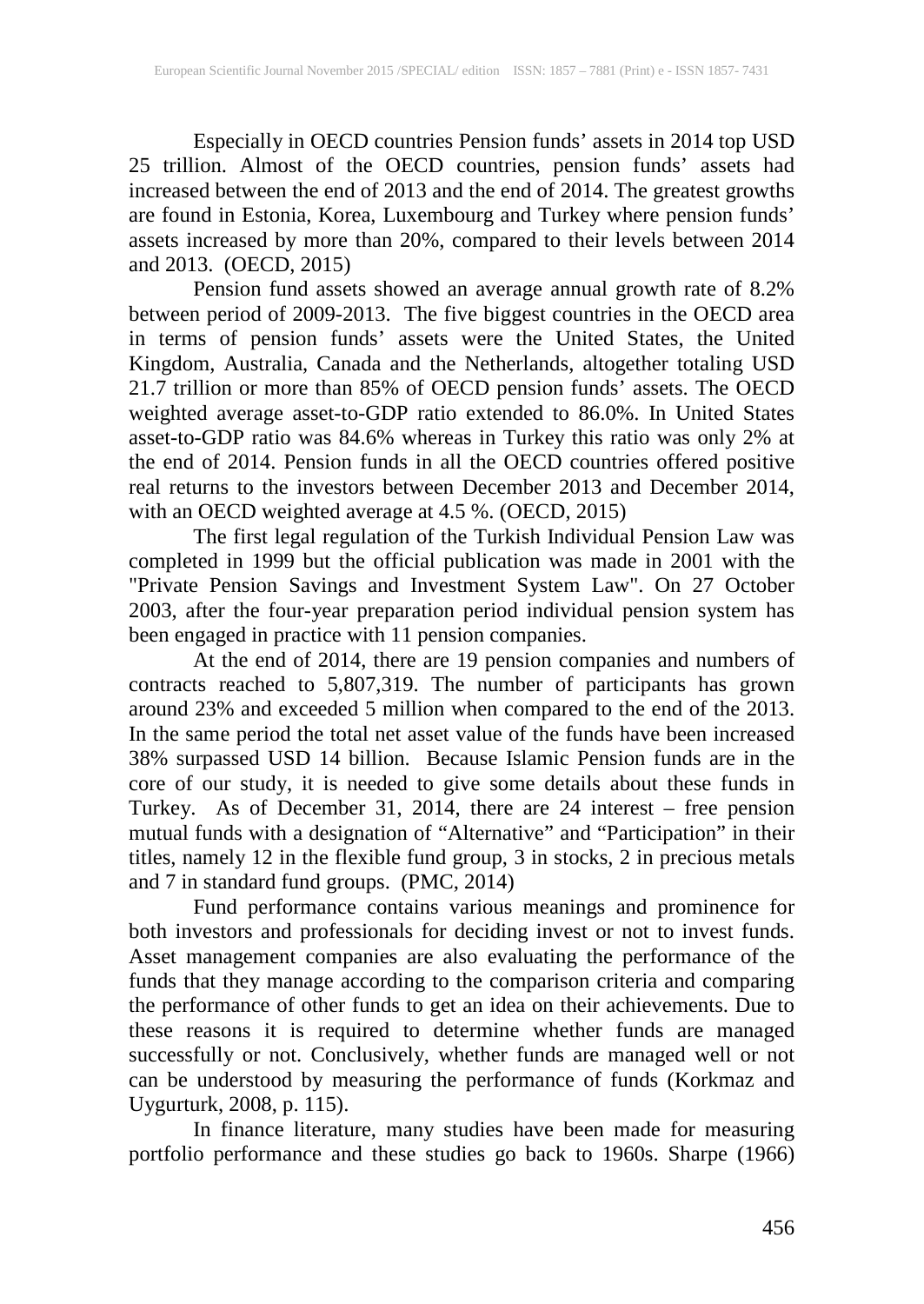Especially in OECD countries Pension funds' assets in 2014 top USD 25 trillion. Almost of the OECD countries, pension funds' assets had increased between the end of 2013 and the end of 2014. The greatest growths are found in Estonia, Korea, Luxembourg and Turkey where pension funds' assets increased by more than 20%, compared to their levels between 2014 and 2013. (OECD, 2015)

Pension fund assets showed an average annual growth rate of 8.2% between period of 2009-2013. The five biggest countries in the OECD area in terms of pension funds' assets were the United States, the United Kingdom, Australia, Canada and the Netherlands, altogether totaling USD 21.7 trillion or more than 85% of OECD pension funds' assets. The OECD weighted average asset-to-GDP ratio extended to 86.0%. In United States asset-to-GDP ratio was 84.6% whereas in Turkey this ratio was only 2% at the end of 2014. Pension funds in all the OECD countries offered positive real returns to the investors between December 2013 and December 2014, with an OECD weighted average at 4.5 %. (OECD, 2015)

The first legal regulation of the Turkish Individual Pension Law was completed in 1999 but the official publication was made in 2001 with the "Private Pension Savings and Investment System Law". On 27 October 2003, after the four-year preparation period individual pension system has been engaged in practice with 11 pension companies.

At the end of 2014, there are 19 pension companies and numbers of contracts reached to 5,807,319. The number of participants has grown around 23% and exceeded 5 million when compared to the end of the 2013. In the same period the total net asset value of the funds have been increased 38% surpassed USD 14 billion. Because Islamic Pension funds are in the core of our study, it is needed to give some details about these funds in Turkey. As of December 31, 2014, there are 24 interest – free pension mutual funds with a designation of "Alternative" and "Participation" in their titles, namely 12 in the flexible fund group, 3 in stocks, 2 in precious metals and 7 in standard fund groups. (PMC, 2014)

Fund performance contains various meanings and prominence for both investors and professionals for deciding invest or not to invest funds. Asset management companies are also evaluating the performance of the funds that they manage according to the comparison criteria and comparing the performance of other funds to get an idea on their achievements. Due to these reasons it is required to determine whether funds are managed successfully or not. Conclusively, whether funds are managed well or not can be understood by measuring the performance of funds (Korkmaz and Uygurturk, 2008, p. 115).

In finance literature, many studies have been made for measuring portfolio performance and these studies go back to 1960s. Sharpe (1966)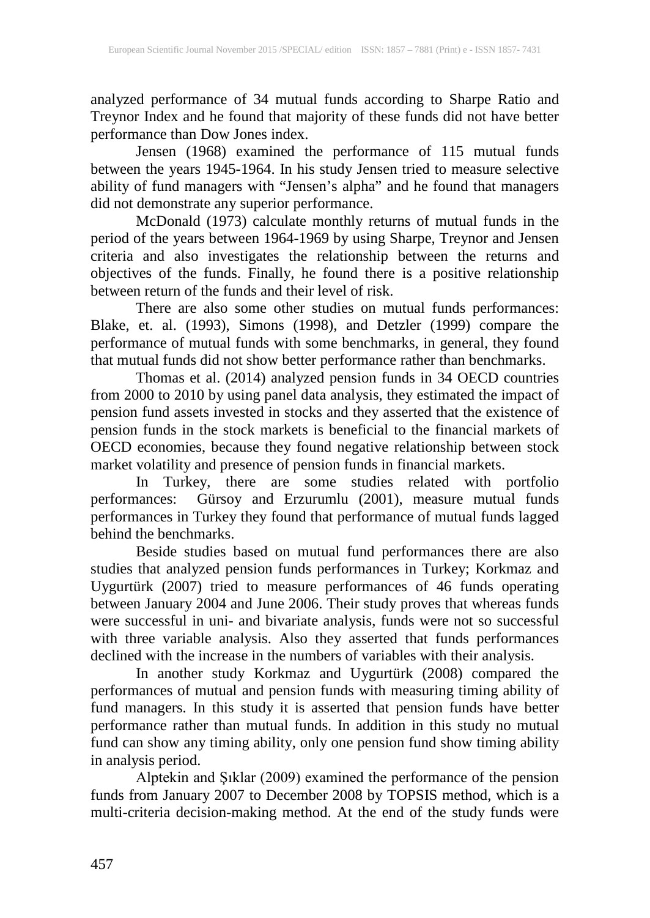analyzed performance of 34 mutual funds according to Sharpe Ratio and Treynor Index and he found that majority of these funds did not have better performance than Dow Jones index.

Jensen (1968) examined the performance of 115 mutual funds between the years 1945-1964. In his study Jensen tried to measure selective ability of fund managers with "Jensen's alpha" and he found that managers did not demonstrate any superior performance.

McDonald (1973) calculate monthly returns of mutual funds in the period of the years between 1964-1969 by using Sharpe, Treynor and Jensen criteria and also investigates the relationship between the returns and objectives of the funds. Finally, he found there is a positive relationship between return of the funds and their level of risk.

There are also some other studies on mutual funds performances: Blake, et. al. (1993), Simons (1998), and Detzler (1999) compare the performance of mutual funds with some benchmarks, in general, they found that mutual funds did not show better performance rather than benchmarks.

Thomas et al. (2014) analyzed pension funds in 34 OECD countries from 2000 to 2010 by using panel data analysis, they estimated the impact of pension fund assets invested in stocks and they asserted that the existence of pension funds in the stock markets is beneficial to the financial markets of OECD economies, because they found negative relationship between stock market volatility and presence of pension funds in financial markets.

In Turkey, there are some studies related with portfolio performances: Gürsoy and Erzurumlu (2001), measure mutual funds performances in Turkey they found that performance of mutual funds lagged behind the benchmarks.

Beside studies based on mutual fund performances there are also studies that analyzed pension funds performances in Turkey; Korkmaz and Uygurtürk (2007) tried to measure performances of 46 funds operating between January 2004 and June 2006. Their study proves that whereas funds were successful in uni- and bivariate analysis, funds were not so successful with three variable analysis. Also they asserted that funds performances declined with the increase in the numbers of variables with their analysis.

In another study Korkmaz and Uygurtürk (2008) compared the performances of mutual and pension funds with measuring timing ability of fund managers. In this study it is asserted that pension funds have better performance rather than mutual funds. In addition in this study no mutual fund can show any timing ability, only one pension fund show timing ability in analysis period.

Alptekin and Şıklar (2009) examined the performance of the pension funds from January 2007 to December 2008 by TOPSIS method, which is a multi-criteria decision-making method. At the end of the study funds were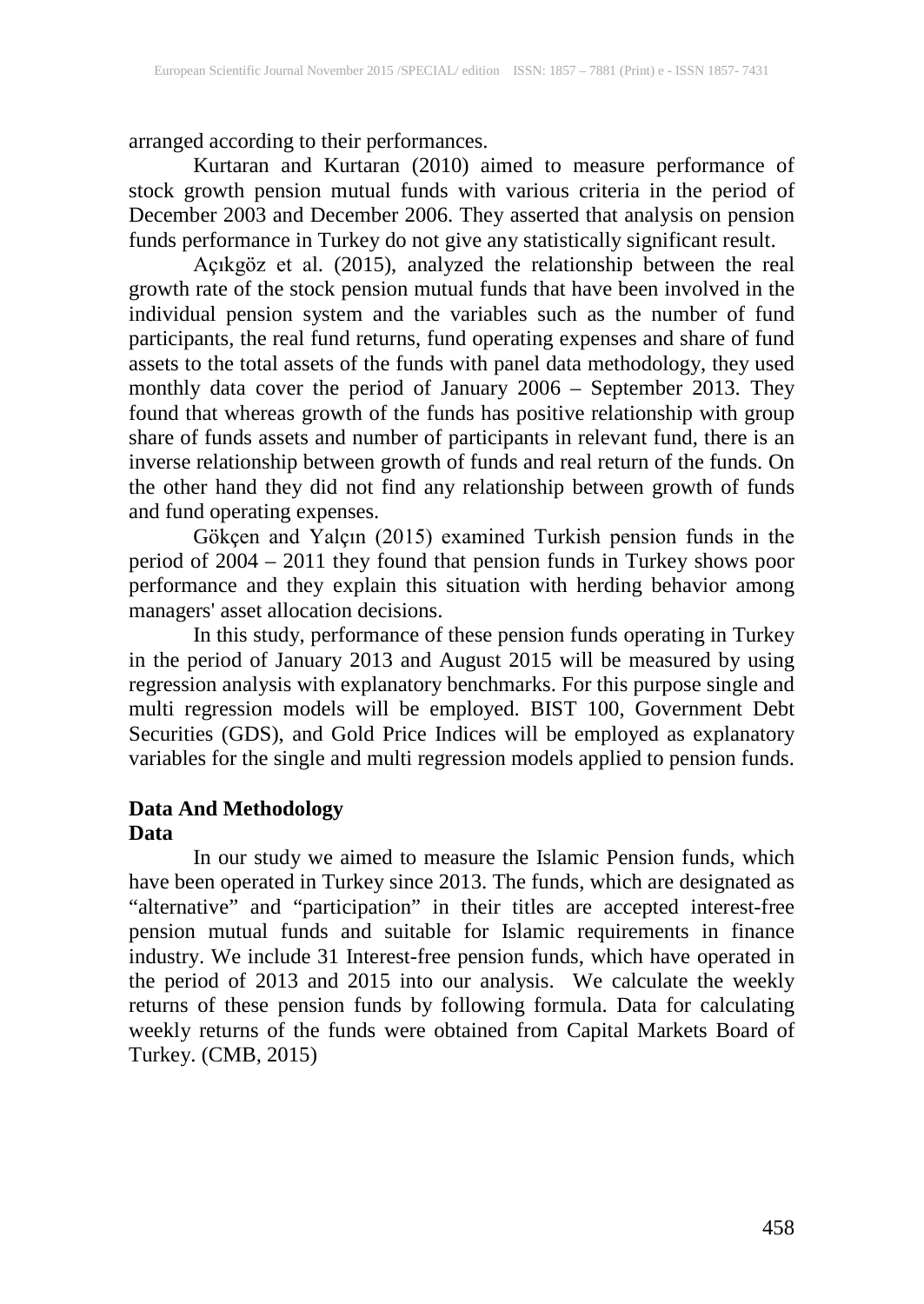arranged according to their performances.

Kurtaran and Kurtaran (2010) aimed to measure performance of stock growth pension mutual funds with various criteria in the period of December 2003 and December 2006. They asserted that analysis on pension funds performance in Turkey do not give any statistically significant result.

Açıkgöz et al. (2015), analyzed the relationship between the real growth rate of the stock pension mutual funds that have been involved in the individual pension system and the variables such as the number of fund participants, the real fund returns, fund operating expenses and share of fund assets to the total assets of the funds with panel data methodology, they used monthly data cover the period of January 2006 – September 2013. They found that whereas growth of the funds has positive relationship with group share of funds assets and number of participants in relevant fund, there is an inverse relationship between growth of funds and real return of the funds. On the other hand they did not find any relationship between growth of funds and fund operating expenses.

Gökçen and Yalçın (2015) examined Turkish pension funds in the period of 2004 – 2011 they found that pension funds in Turkey shows poor performance and they explain this situation with herding behavior among managers' asset allocation decisions.

In this study, performance of these pension funds operating in Turkey in the period of January 2013 and August 2015 will be measured by using regression analysis with explanatory benchmarks. For this purpose single and multi regression models will be employed. BIST 100, Government Debt Securities (GDS), and Gold Price Indices will be employed as explanatory variables for the single and multi regression models applied to pension funds.

## Data And Methodology

### Data

In our study we aimed to measure the Islamic Pension funds, which have been operated in Turkey since 2013. The funds, which are designated as "alternative" and "participation" in their titles are accepted interest-free pension mutual funds and suitable for Islamic requirements in finance industry. We include 31 Interest-free pension funds, which have operated in the period of 2013 and 2015 into our analysis. We calculate the weekly returns of these pension funds by following formula. Data for calculating weekly returns of the funds were obtained from Capital Markets Board of Turkey. (CMB, 2015)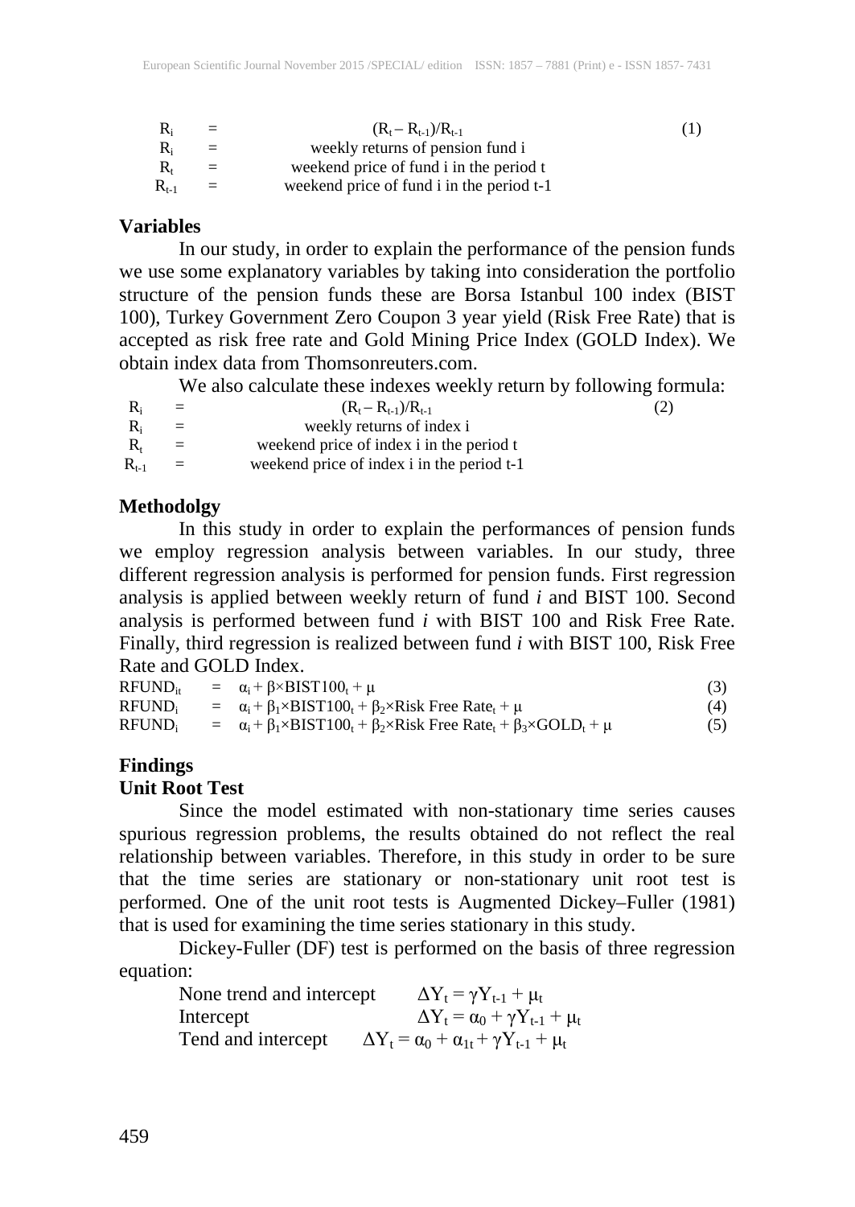| | | | |
|---|---|---|---|
| $R_i$ | = | $(R_t - R_{t-1})/R_{t-1}$ | (1) |
| $R_i$ | = | weekly returns of pension fund i | |
| $R_t$ | = | weekend price of fund i in the period t | |
| $R_{t-1}$ | = | weekend price of fund i in the period t-1 | |

### Variables

In our study, in order to explain the performance of the pension funds we use some explanatory variables by taking into consideration the portfolio structure of the pension funds these are Borsa Istanbul 100 index (BIST 100), Turkey Government Zero Coupon 3 year yield (Risk Free Rate) that is accepted as risk free rate and Gold Mining Price Index (GOLD Index). We obtain index data from Thomsonreuters.com.

We also calculate these indexes weekly return by following formula:

| | | | |
|---|---|---|---|
| $R_i$ | = | $(R_t - R_{t-1})/R_{t-1}$ | (2) |
| $R_i$ | = | weekly returns of index i | |
| $R_t$ | = | weekend price of index i in the period t | |
| $R_{t-1}$ | = | weekend price of index i in the period t-1 | |

### Methodolgy

In this study in order to explain the performances of pension funds we employ regression analysis between variables. In our study, three different regression analysis is performed for pension funds. First regression analysis is applied between weekly return of fund *i* and BIST 100. Second analysis is performed between fund *i* with BIST 100 and Risk Free Rate. Finally, third regression is realized between fund *i* with BIST 100, Risk Free Rate and GOLD Index.

$$RFUND_{it} = \alpha_i + \beta \times BIST100_t + \mu \quad (3)$$

$$RFUND_i = \alpha_i + \beta_1 \times BIST100_t + \beta_2 \times \text{Risk Free Rate}_t + \mu \quad (4)$$

$$RFUND_i = \alpha_i + \beta_1 \times BIST100_t + \beta_2 \times \text{Risk Free Rate}_t + \beta_3 \times GOLD_t + \mu \quad (5)$$

### Findings

#### Unit Root Test

Since the model estimated with non-stationary time series causes spurious regression problems, the results obtained do not reflect the real relationship between variables. Therefore, in this study in order to be sure that the time series are stationary or non-stationary unit root test is performed. One of the unit root tests is Augmented Dickey–Fuller (1981) that is used for examining the time series stationary in this study.

Dickey-Fuller (DF) test is performed on the basis of three regression equation:

None trend and intercept $\Delta Y_t = \gamma Y_{t-1} + \mu_t$

Intercept $\Delta Y_t = \alpha_0 + \gamma Y_{t-1} + \mu_t$

Tend and intercept $\Delta Y_t = \alpha_0 + \alpha_{1t} + \gamma Y_{t-1} + \mu_t$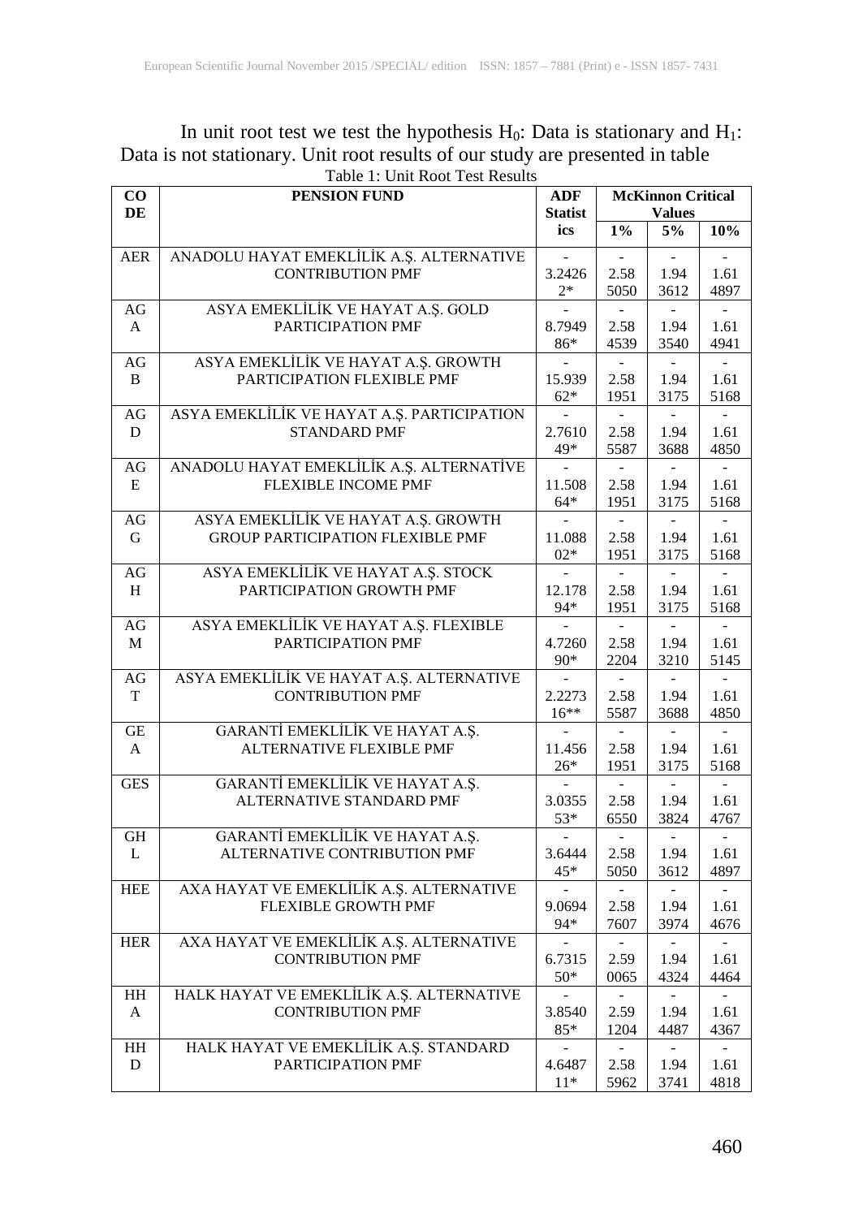In unit root test we test the hypothesis $H_0$: Data is stationary and $H_1$: Data is not stationary. Unit root results of our study are presented in table

Table 1: Unit Root Test Results

| CODE | PENSION FUND | ADF Statistics | McKinnon Critical Values | | |
|---|---|---|---|---|---|
| | | | 1% | 5% | 10% |
| AER | ANADOLU HAYAT EMEKLİLİK A.Ş. ALTERNATIVE CONTRIBUTION PMF | -3.24262* | -2.585050 | -1.943612 | -1.614897 |
| AGA | ASYA EMEKLİLİK VE HAYAT A.Ş. GOLD PARTICIPATION PMF | -8.794986* | -2.584539 | -1.943540 | -1.614941 |
| AGB | ASYA EMEKLİLİK VE HAYAT A.Ş. GROWTH PARTICIPATION FLEXIBLE PMF | -15.93962* | -2.581951 | -1.943175 | -1.615168 |
| AGD | ASYA EMEKLİLİK VE HAYAT A.Ş. PARTICIPATION STANDARD PMF | -2.761049* | -2.585587 | -1.943688 | -1.614850 |
| AGE | ANADOLU HAYAT EMEKLİLİK A.Ş. ALTERNATİVE FLEXIBLE INCOME PMF | -11.50864* | -2.581951 | -1.943175 | -1.615168 |
| AGG | ASYA EMEKLİLİK VE HAYAT A.Ş. GROWTH GROUP PARTICIPATION FLEXIBLE PMF | -11.08802* | -2.581951 | -1.943175 | -1.615168 |
| AGH | ASYA EMEKLİLİK VE HAYAT A.Ş. STOCK PARTICIPATION GROWTH PMF | -12.17894* | -2.581951 | -1.943175 | -1.615168 |
| AGM | ASYA EMEKLİLİK VE HAYAT A.Ş. FLEXIBLE PARTICIPATION PMF | -4.726090* | -2.582204 | -1.943210 | -1.615145 |
| AGT | ASYA EMEKLİLİK VE HAYAT A.Ş. ALTERNATIVE CONTRIBUTION PMF | -2.227316** | -2.585587 | -1.943688 | -1.614850 |
| GEA | GARANTİ EMEKLİLİK VE HAYAT A.Ş. ALTERNATIVE FLEXIBLE PMF | -11.45626* | -2.581951 | -1.943175 | -1.615168 |
| GES | GARANTİ EMEKLİLİK VE HAYAT A.Ş. ALTERNATIVE STANDARD PMF | -3.035553* | -2.586550 | -1.943824 | -1.614767 |
| GHL | GARANTİ EMEKLİLİK VE HAYAT A.Ş. ALTERNATIVE CONTRIBUTION PMF | -3.644445* | -2.585050 | -1.943612 | -1.614897 |
| HEE | AXA HAYAT VE EMEKLİLİK A.Ş. ALTERNATIVE FLEXIBLE GROWTH PMF | -9.069494* | -2.587607 | -1.943974 | -1.614676 |
| HER | AXA HAYAT VE EMEKLİLİK A.Ş. ALTERNATIVE CONTRIBUTION PMF | -6.731550* | -2.590065 | -1.944324 | -1.614464 |
| HHA | HALK HAYAT VE EMEKLİLİK A.Ş. ALTERNATIVE CONTRIBUTION PMF | -3.854085* | -2.591204 | -1.944487 | -1.614367 |
| HHD | HALK HAYAT VE EMEKLİLİK A.Ş. STANDARD PARTICIPATION PMF | -4.648711* | -2.585962 | -1.943741 | -1.614818 |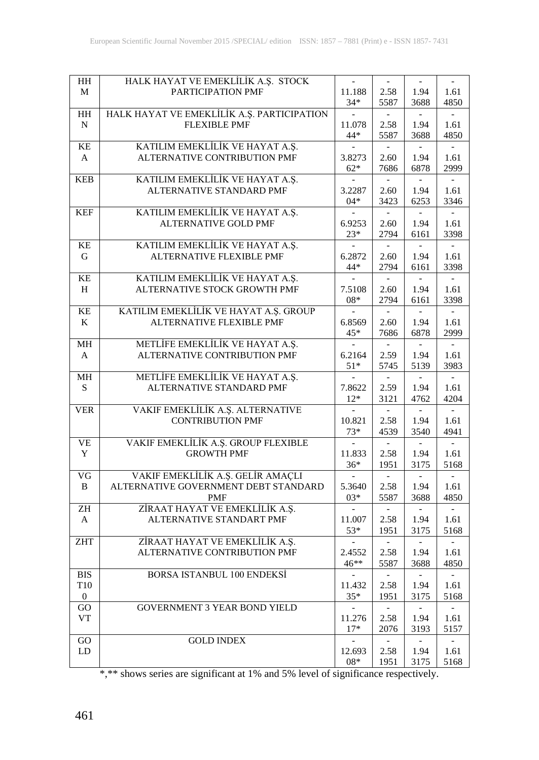| HHM | HALK HAYAT VE EMEKLİLİK A.Ş. STOCK PARTICIPATION PMF | -11.18834* | -2.585587 | -1.943688 | -1.614850 |
|---|---|---|---|---|---|
| HHN | HALK HAYAT VE EMEKLİLİK A.Ş. PARTICIPATION FLEXIBLE PMF | -11.07844* | -2.585587 | -1.943688 | -1.614850 |
| KEA | KATILIM EMEKLİLİK VE HAYAT A.Ş. ALTERNATIVE CONTRIBUTION PMF | -3.827362* | -2.607686 | -1.946878 | -1.612999 |
| KEB | KATILIM EMEKLİLİK VE HAYAT A.Ş. ALTERNATIVE STANDARD PMF | -3.228704* | -2.603423 | -1.946253 | -1.613346 |
| KEF | KATILIM EMEKLİLİK VE HAYAT A.Ş. ALTERNATIVE GOLD PMF | -6.925323* | -2.602794 | -1.946161 | -1.613398 |
| KEG | KATILIM EMEKLİLİK VE HAYAT A.Ş. ALTERNATIVE FLEXIBLE PMF | -6.287244* | -2.602794 | -1.946161 | -1.613398 |
| KEH | KATILIM EMEKLİLİK VE HAYAT A.Ş. ALTERNATIVE STOCK GROWTH PMF | -7.510808* | -2.602794 | -1.946161 | -1.613398 |
| KEK | KATILIM EMEKLİLİK VE HAYAT A.Ş. GROUP ALTERNATIVE FLEXIBLE PMF | -6.856945* | -2.607686 | -1.946878 | -1.612999 |
| MHA | METLİFE EMEKLİLİK VE HAYAT A.Ş. ALTERNATIVE CONTRIBUTION PMF | -6.216451* | -2.595745 | -1.945139 | -1.613983 |
| MHS | METLİFE EMEKLİLİK VE HAYAT A.Ş. ALTERNATIVE STANDARD PMF | -7.862212* | -2.593121 | -1.944762 | -1.614204 |
| VER | VAKIF EMEKLİLİK A.Ş. ALTERNATIVE CONTRIBUTION PMF | -10.82173* | -2.584539 | -1.943540 | -1.614941 |
| VEY | VAKIF EMEKLİLİK A.Ş. GROUP FLEXIBLE GROWTH PMF | -11.83336* | -2.581951 | -1.943175 | -1.615168 |
| VGB | VAKIF EMEKLİLİK A.Ş. GELİR AMAÇLI ALTERNATIVE GOVERNMENT DEBT STANDARD PMF | -5.364003* | -2.585587 | -1.943688 | -1.614850 |
| ZHA | ZİRAAT HAYAT VE EMEKLİLİK A.Ş. ALTERNATIVE STANDART PMF | -11.00753* | -2.581951 | -1.943175 | -1.615168 |
| ZHT | ZİRAAT HAYAT VE EMEKLİLİK A.Ş. ALTERNATIVE CONTRIBUTION PMF | -2.455246** | -2.585587 | -1.943688 | -1.614850 |
| BIST100 | BORSA ISTANBUL 100 ENDEKSİ | -11.43235* | -2.581951 | -1.943175 | -1.615168 |
| GOVT | GOVERNMENT 3 YEAR BOND YIELD | -11.27617* | -2.582076 | -1.943193 | -1.615157 |
| GOLD | GOLD INDEX | -12.69308* | -2.581951 | -1.943175 | -1.615168 |

*,** shows series are significant at 1% and 5% level of significance respectively.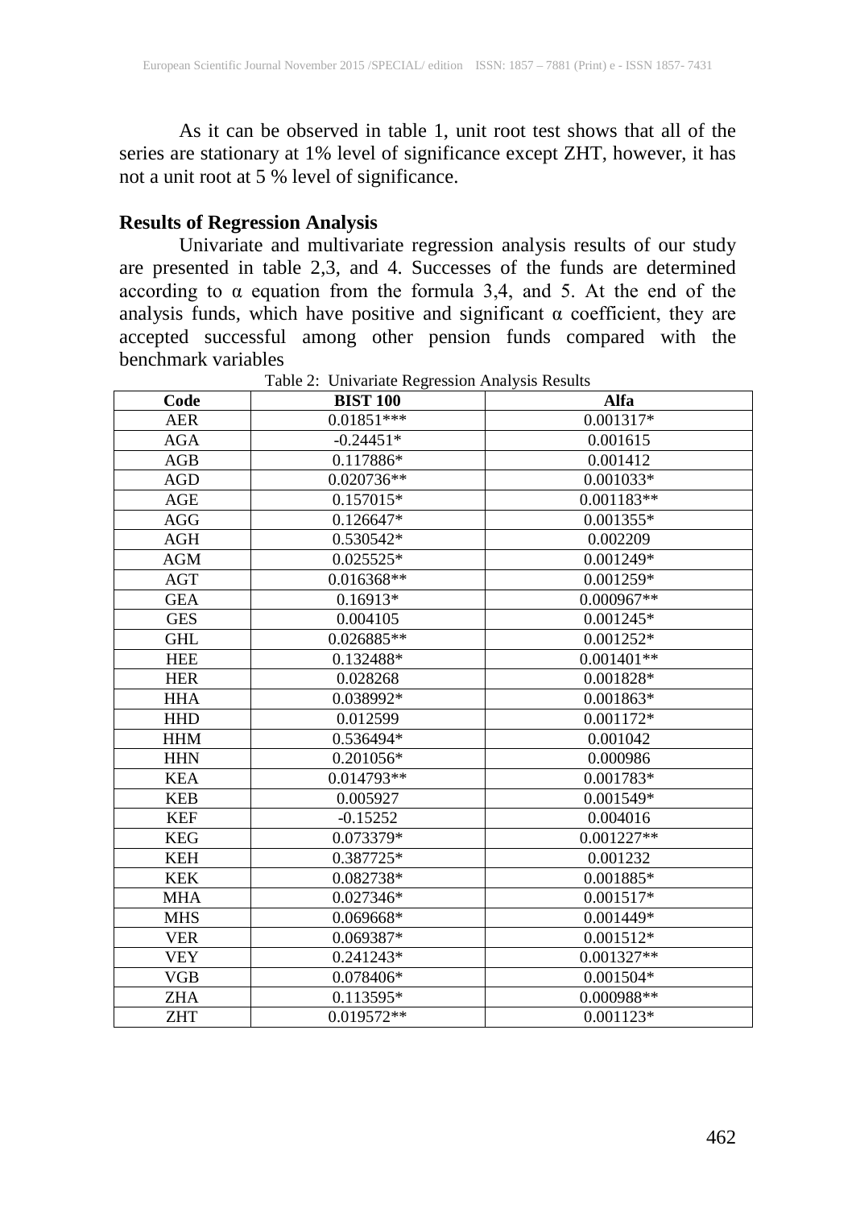As it can be observed in table 1, unit root test shows that all of the series are stationary at 1% level of significance except ZHT, however, it has not a unit root at 5 % level of significance.

**Results of Regression Analysis**

Univariate and multivariate regression analysis results of our study are presented in table 2,3, and 4. Successes of the funds are determined according to α equation from the formula 3,4, and 5. At the end of the analysis funds, which have positive and significant α coefficient, they are accepted successful among other pension funds compared with the benchmark variables

Table 2: Univariate Regression Analysis Results

| Code | BIST 100 | Alfa |
|---|---|---|
| AER | 0.01851*** | 0.001317* |
| AGA | -0.24451* | 0.001615 |
| AGB | 0.117886* | 0.001412 |
| AGD | 0.020736** | 0.001033* |
| AGE | 0.157015* | 0.001183** |
| AGG | 0.126647* | 0.001355* |
| AGH | 0.530542* | 0.002209 |
| AGM | 0.025525* | 0.001249* |
| AGT | 0.016368** | 0.001259* |
| GEA | 0.16913* | 0.000967** |
| GES | 0.004105 | 0.001245* |
| GHL | 0.026885** | 0.001252* |
| HEE | 0.132488* | 0.001401** |
| HER | 0.028268 | 0.001828* |
| HHA | 0.038992* | 0.001863* |
| HHD | 0.012599 | 0.001172* |
| HHM | 0.536494* | 0.001042 |
| HHN | 0.201056* | 0.000986 |
| KEA | 0.014793** | 0.001783* |
| KEB | 0.005927 | 0.001549* |
| KEF | -0.15252 | 0.004016 |
| KEG | 0.073379* | 0.001227** |
| KEH | 0.387725* | 0.001232 |
| KEK | 0.082738* | 0.001885* |
| MHA | 0.027346* | 0.001517* |
| MHS | 0.069668* | 0.001449* |
| VER | 0.069387* | 0.001512* |
| VEY | 0.241243* | 0.001327** |
| VGB | 0.078406* | 0.001504* |
| ZHA | 0.113595* | 0.000988** |
| ZHT | 0.019572** | 0.001123* |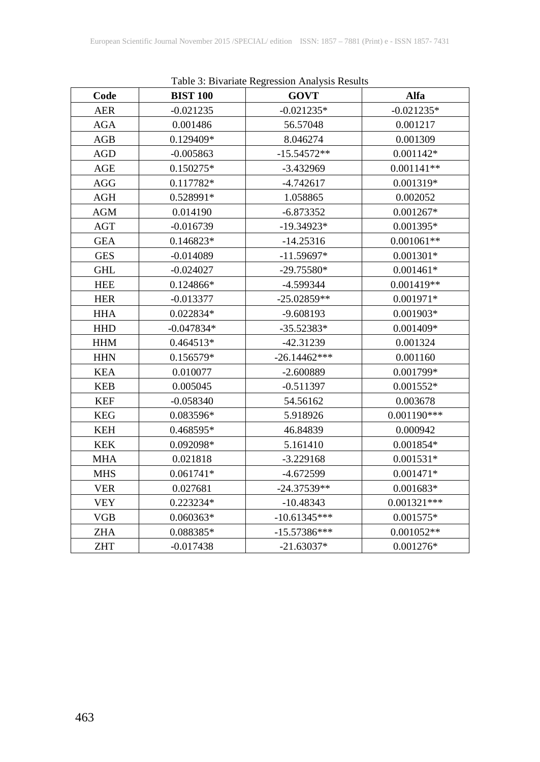Table 3: Bivariate Regression Analysis Results

| Code | BIST 100 | GOVT | Alfa |
|---|---|---|---|
| AER | -0.021235 | -0.021235* | -0.021235* |
| AGA | 0.001486 | 56.57048 | 0.001217 |
| AGB | 0.129409* | 8.046274 | 0.001309 |
| AGD | -0.005863 | -15.54572** | 0.001142* |
| AGE | 0.150275* | -3.432969 | 0.001141** |
| AGG | 0.117782* | -4.742617 | 0.001319* |
| AGH | 0.528991* | 1.058865 | 0.002052 |
| AGM | 0.014190 | -6.873352 | 0.001267* |
| AGT | -0.016739 | -19.34923* | 0.001395* |
| GEA | 0.146823* | -14.25316 | 0.001061** |
| GES | -0.014089 | -11.59697* | 0.001301* |
| GHL | -0.024027 | -29.75580* | 0.001461* |
| HEE | 0.124866* | -4.599344 | 0.001419** |
| HER | -0.013377 | -25.02859** | 0.001971* |
| HHA | 0.022834* | -9.608193 | 0.001903* |
| HHD | -0.047834* | -35.52383* | 0.001409* |
| HHM | 0.464513* | -42.31239 | 0.001324 |
| HHN | 0.156579* | -26.14462*** | 0.001160 |
| KEA | 0.010077 | -2.600889 | 0.001799* |
| KEB | 0.005045 | -0.511397 | 0.001552* |
| KEF | -0.058340 | 54.56162 | 0.003678 |
| KEG | 0.083596* | 5.918926 | 0.001190*** |
| KEH | 0.468595* | 46.84839 | 0.000942 |
| KEK | 0.092098* | 5.161410 | 0.001854* |
| MHA | 0.021818 | -3.229168 | 0.001531* |
| MHS | 0.061741* | -4.672599 | 0.001471* |
| VER | 0.027681 | -24.37539** | 0.001683* |
| VEY | 0.223234* | -10.48343 | 0.001321*** |
| VGB | 0.060363* | -10.61345*** | 0.001575* |
| ZHA | 0.088385* | -15.57386*** | 0.001052** |
| ZHT | -0.017438 | -21.63037* | 0.001276* |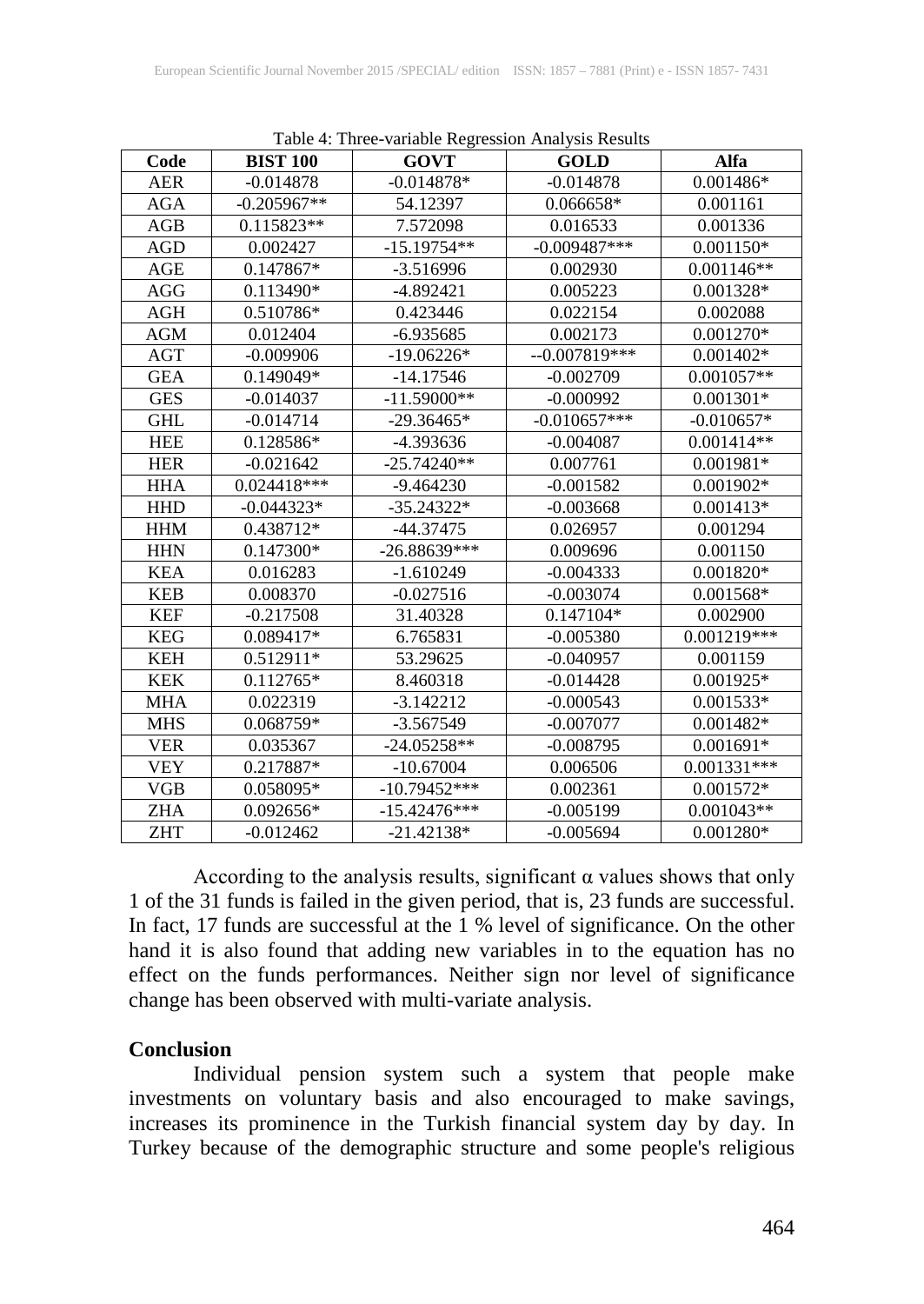Table 4: Three-variable Regression Analysis Results

| Code | BIST 100 | GOVT | GOLD | Alfa |
|---|---|---|---|---|
| AER | -0.014878 | -0.014878* | -0.014878 | 0.001486* |
| AGA | -0.205967** | 54.12397 | 0.066658* | 0.001161 |
| AGB | 0.115823** | 7.572098 | 0.016533 | 0.001336 |
| AGD | 0.002427 | -15.19754** | -0.009487*** | 0.001150* |
| AGE | 0.147867* | -3.516996 | 0.002930 | 0.001146** |
| AGG | 0.113490* | -4.892421 | 0.005223 | 0.001328* |
| AGH | 0.510786* | 0.423446 | 0.022154 | 0.002088 |
| AGM | 0.012404 | -6.935685 | 0.002173 | 0.001270* |
| AGT | -0.009906 | -19.06226* | --0.007819*** | 0.001402* |
| GEA | 0.149049* | -14.17546 | -0.002709 | 0.001057** |
| GES | -0.014037 | -11.59000** | -0.000992 | 0.001301* |
| GHL | -0.014714 | -29.36465* | -0.010657*** | -0.010657* |
| HEE | 0.128586* | -4.393636 | -0.004087 | 0.001414** |
| HER | -0.021642 | -25.74240** | 0.007761 | 0.001981* |
| HHA | 0.024418*** | -9.464230 | -0.001582 | 0.001902* |
| HHD | -0.044323* | -35.24322* | -0.003668 | 0.001413* |
| HHM | 0.438712* | -44.37475 | 0.026957 | 0.001294 |
| HHN | 0.147300* | -26.88639*** | 0.009696 | 0.001150 |
| KEA | 0.016283 | -1.610249 | -0.004333 | 0.001820* |
| KEB | 0.008370 | -0.027516 | -0.003074 | 0.001568* |
| KEF | -0.217508 | 31.40328 | 0.147104* | 0.002900 |
| KEG | 0.089417* | 6.765831 | -0.005380 | 0.001219*** |
| KEH | 0.512911* | 53.29625 | -0.040957 | 0.001159 |
| KEK | 0.112765* | 8.460318 | -0.014428 | 0.001925* |
| MHA | 0.022319 | -3.142212 | -0.000543 | 0.001533* |
| MHS | 0.068759* | -3.567549 | -0.007077 | 0.001482* |
| VER | 0.035367 | -24.05258** | -0.008795 | 0.001691* |
| VEY | 0.217887* | -10.67004 | 0.006506 | 0.001331*** |
| VGB | 0.058095* | -10.79452*** | 0.002361 | 0.001572* |
| ZHA | 0.092656* | -15.42476*** | -0.005199 | 0.001043** |
| ZHT | -0.012462 | -21.42138* | -0.005694 | 0.001280* |

According to the analysis results, significant α values shows that only 1 of the 31 funds is failed in the given period, that is, 23 funds are successful. In fact, 17 funds are successful at the 1 % level of significance. On the other hand it is also found that adding new variables in to the equation has no effect on the funds performances. Neither sign nor level of significance change has been observed with multi-variate analysis.

## Conclusion

Individual pension system such a system that people make investments on voluntary basis and also encouraged to make savings, increases its prominence in the Turkish financial system day by day. In Turkey because of the demographic structure and some people's religious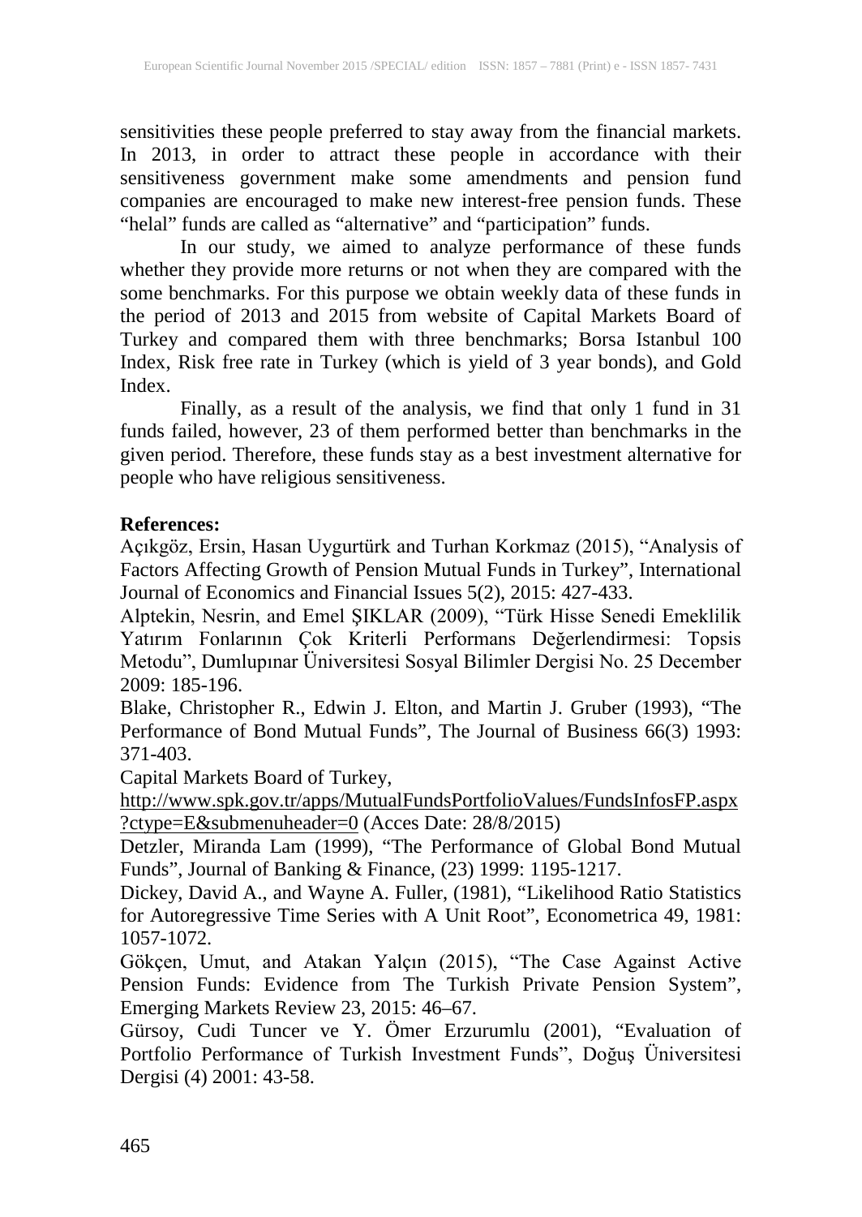sensitivities these people preferred to stay away from the financial markets. In 2013, in order to attract these people in accordance with their sensitiveness government make some amendments and pension fund companies are encouraged to make new interest-free pension funds. These "helal" funds are called as "alternative" and "participation" funds.

In our study, we aimed to analyze performance of these funds whether they provide more returns or not when they are compared with the some benchmarks. For this purpose we obtain weekly data of these funds in the period of 2013 and 2015 from website of Capital Markets Board of Turkey and compared them with three benchmarks; Borsa Istanbul 100 Index, Risk free rate in Turkey (which is yield of 3 year bonds), and Gold Index.

Finally, as a result of the analysis, we find that only 1 fund in 31 funds failed, however, 23 of them performed better than benchmarks in the given period. Therefore, these funds stay as a best investment alternative for people who have religious sensitiveness.

**References:**

Açıkgöz, Ersin, Hasan Uygurtürk and Turhan Korkmaz (2015), "Analysis of Factors Affecting Growth of Pension Mutual Funds in Turkey", International Journal of Economics and Financial Issues 5(2), 2015: 427-433.

Alptekin, Nesrin, and Emel ŞIKLAR (2009), "Türk Hisse Senedi Emeklilik Yatırım Fonlarının Çok Kriterli Performans Değerlendirmesi: Topsis Metodu", Dumlupınar Üniversitesi Sosyal Bilimler Dergisi No. 25 December 2009: 185-196.

Blake, Christopher R., Edwin J. Elton, and Martin J. Gruber (1993), "The Performance of Bond Mutual Funds", The Journal of Business 66(3) 1993: 371-403.

Capital Markets Board of Turkey, http://www.spk.gov.tr/apps/MutualFundsPortfolioValues/FundsInfosFP.aspx?ctype=E&submenuheader=0 (Acces Date: 28/8/2015)

Detzler, Miranda Lam (1999), "The Performance of Global Bond Mutual Funds", Journal of Banking & Finance, (23) 1999: 1195-1217.

Dickey, David A., and Wayne A. Fuller, (1981), "Likelihood Ratio Statistics for Autoregressive Time Series with A Unit Root", Econometrica 49, 1981: 1057-1072.

Gökçen, Umut, and Atakan Yalçın (2015), "The Case Against Active Pension Funds: Evidence from The Turkish Private Pension System", Emerging Markets Review 23, 2015: 46–67.

Gürsoy, Cudi Tuncer ve Y. Ömer Erzurumlu (2001), "Evaluation of Portfolio Performance of Turkish Investment Funds", Doğuş Üniversitesi Dergisi (4) 2001: 43-58.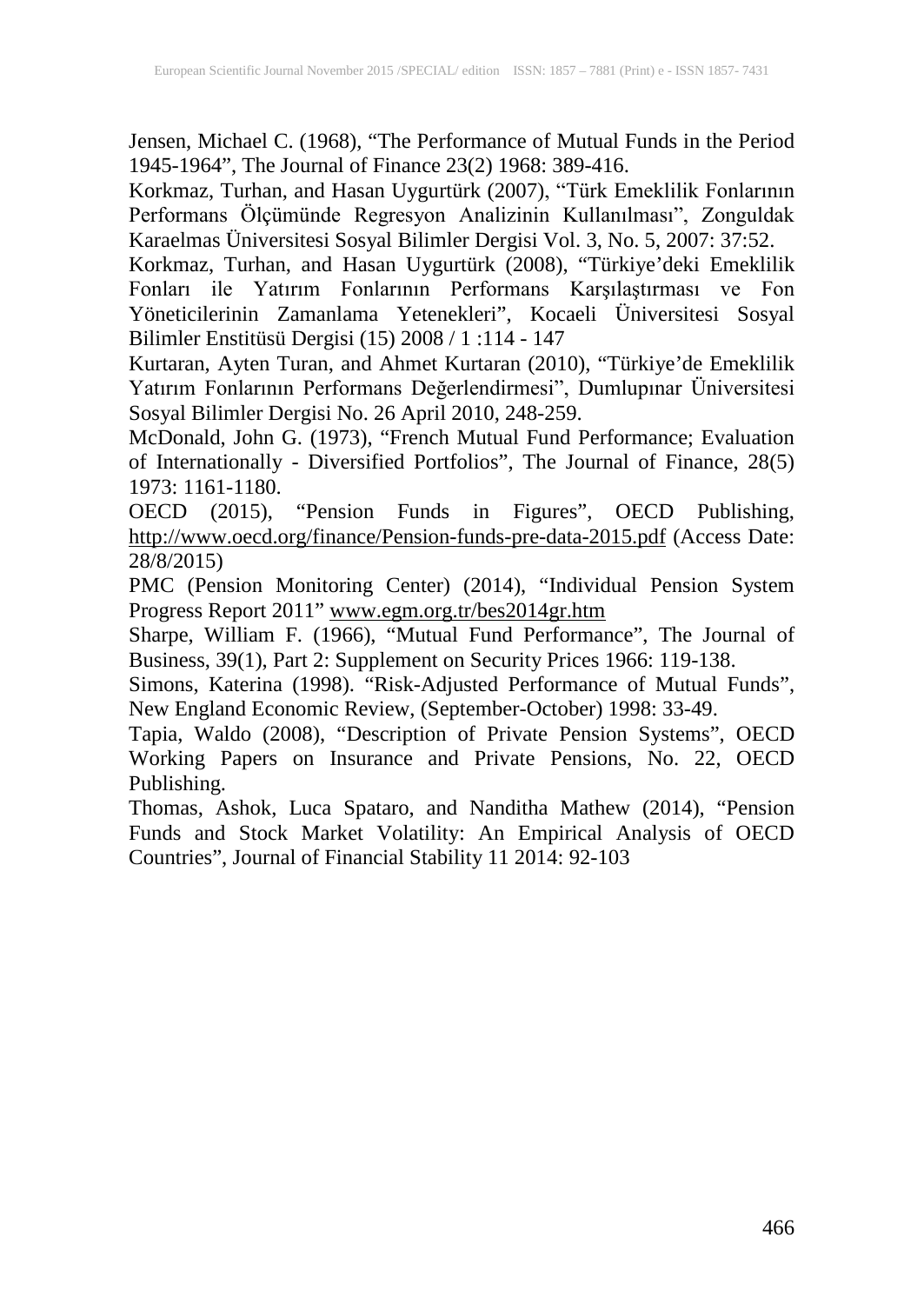Jensen, Michael C. (1968), "The Performance of Mutual Funds in the Period 1945-1964", The Journal of Finance 23(2) 1968: 389-416.

Korkmaz, Turhan, and Hasan Uygurtürk (2007), "Türk Emeklilik Fonlarının Performans Ölçümünde Regresyon Analizinin Kullanılması", Zonguldak Karaelmas Üniversitesi Sosyal Bilimler Dergisi Vol. 3, No. 5, 2007: 37:52.

Korkmaz, Turhan, and Hasan Uygurtürk (2008), "Türkiye'deki Emeklilik Fonları ile Yatırım Fonlarının Performans Karşılaştırması ve Fon Yöneticilerinin Zamanlama Yetenekleri", Kocaeli Üniversitesi Sosyal Bilimler Enstitüsü Dergisi (15) 2008 / 1 :114 - 147

Kurtaran, Ayten Turan, and Ahmet Kurtaran (2010), "Türkiye'de Emeklilik Yatırım Fonlarının Performans Değerlendirmesi", Dumlupınar Üniversitesi Sosyal Bilimler Dergisi No. 26 April 2010, 248-259.

McDonald, John G. (1973), "French Mutual Fund Performance; Evaluation of Internationally - Diversified Portfolios", The Journal of Finance, 28(5) 1973: 1161-1180.

OECD (2015), "Pension Funds in Figures", OECD Publishing, http://www.oecd.org/finance/Pension-funds-pre-data-2015.pdf (Access Date: 28/8/2015)

PMC (Pension Monitoring Center) (2014), "Individual Pension System Progress Report 2011" www.egm.org.tr/bes2014gr.htm

Sharpe, William F. (1966), "Mutual Fund Performance", The Journal of Business, 39(1), Part 2: Supplement on Security Prices 1966: 119-138.

Simons, Katerina (1998). "Risk-Adjusted Performance of Mutual Funds", New England Economic Review, (September-October) 1998: 33-49.

Tapia, Waldo (2008), "Description of Private Pension Systems", OECD Working Papers on Insurance and Private Pensions, No. 22, OECD Publishing.

Thomas, Ashok, Luca Spataro, and Nanditha Mathew (2014), "Pension Funds and Stock Market Volatility: An Empirical Analysis of OECD Countries", Journal of Financial Stability 11 2014: 92-103